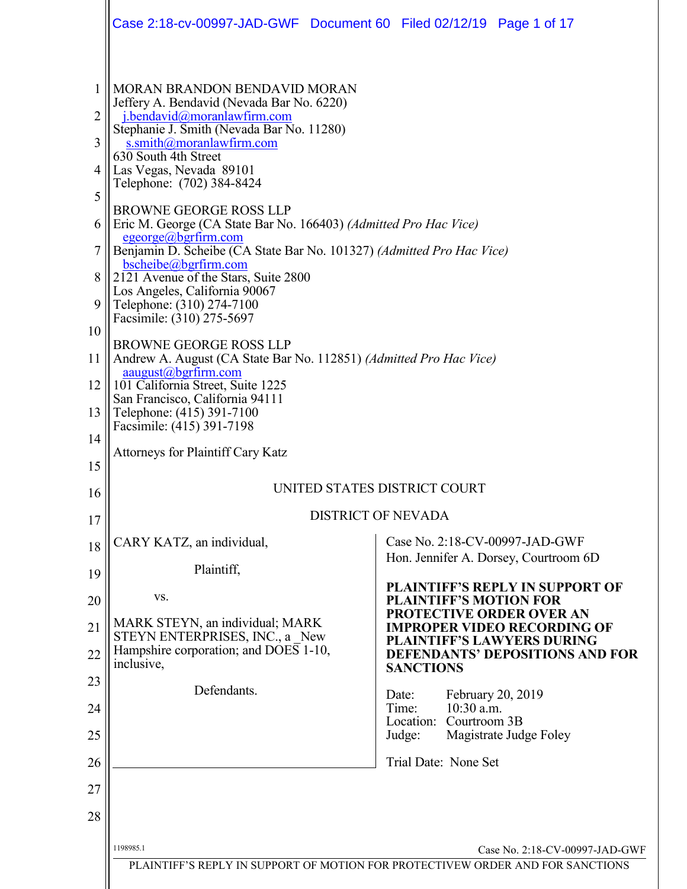MORAN BRANDON BENDAVID MORAN
Jeffery A. Bendavid (Nevada Bar No. 6220)
j.bendavid@moranlawfirm.com
Stephanie J. Smith (Nevada Bar No. 11280)
s.smith@moranlawfirm.com
630 South 4th Street
Las Vegas, Nevada 89101
Telephone: (702) 384-8424

BROWNE GEORGE ROSS LLP
Eric M. George (CA State Bar No. 166403) *(Admitted Pro Hac Vice)*
egeorge@bgrfirm.com
Benjamin D. Scheibe (CA State Bar No. 101327) *(Admitted Pro Hac Vice)*
bscheibe@bgrfirm.com
2121 Avenue of the Stars, Suite 2800
Los Angeles, California 90067
Telephone: (310) 274-7100
Facsimile: (310) 275-5697

BROWNE GEORGE ROSS LLP
Andrew A. August (CA State Bar No. 112851) *(Admitted Pro Hac Vice)*
aaugust@bgrfirm.com
101 California Street, Suite 1225
San Francisco, California 94111
Telephone: (415) 391-7100
Facsimile: (415) 391-7198

Attorneys for Plaintiff Cary Katz

UNITED STATES DISTRICT COURT

DISTRICT OF NEVADA

CARY KATZ, an individual,

Plaintiff,

vs.

MARK STEYN, an individual; MARK STEYN ENTERPRISES, INC., a _New Hampshire corporation; and DOES 1-10, inclusive,

Defendants.

Case No. 2:18-CV-00997-JAD-GWF
Hon. Jennifer A. Dorsey, Courtroom 6D

**PLAINTIFF'S REPLY IN SUPPORT OF PLAINTIFF'S MOTION FOR PROTECTIVE ORDER OVER AN IMPROPER VIDEO RECORDING OF PLAINTIFF'S LAWYERS DURING DEFENDANTS' DEPOSITIONS AND FOR SANCTIONS**

Date: February 20, 2019
Time: 10:30 a.m.
Location: Courtroom 3B
Judge: Magistrate Judge Foley

Trial Date: None Set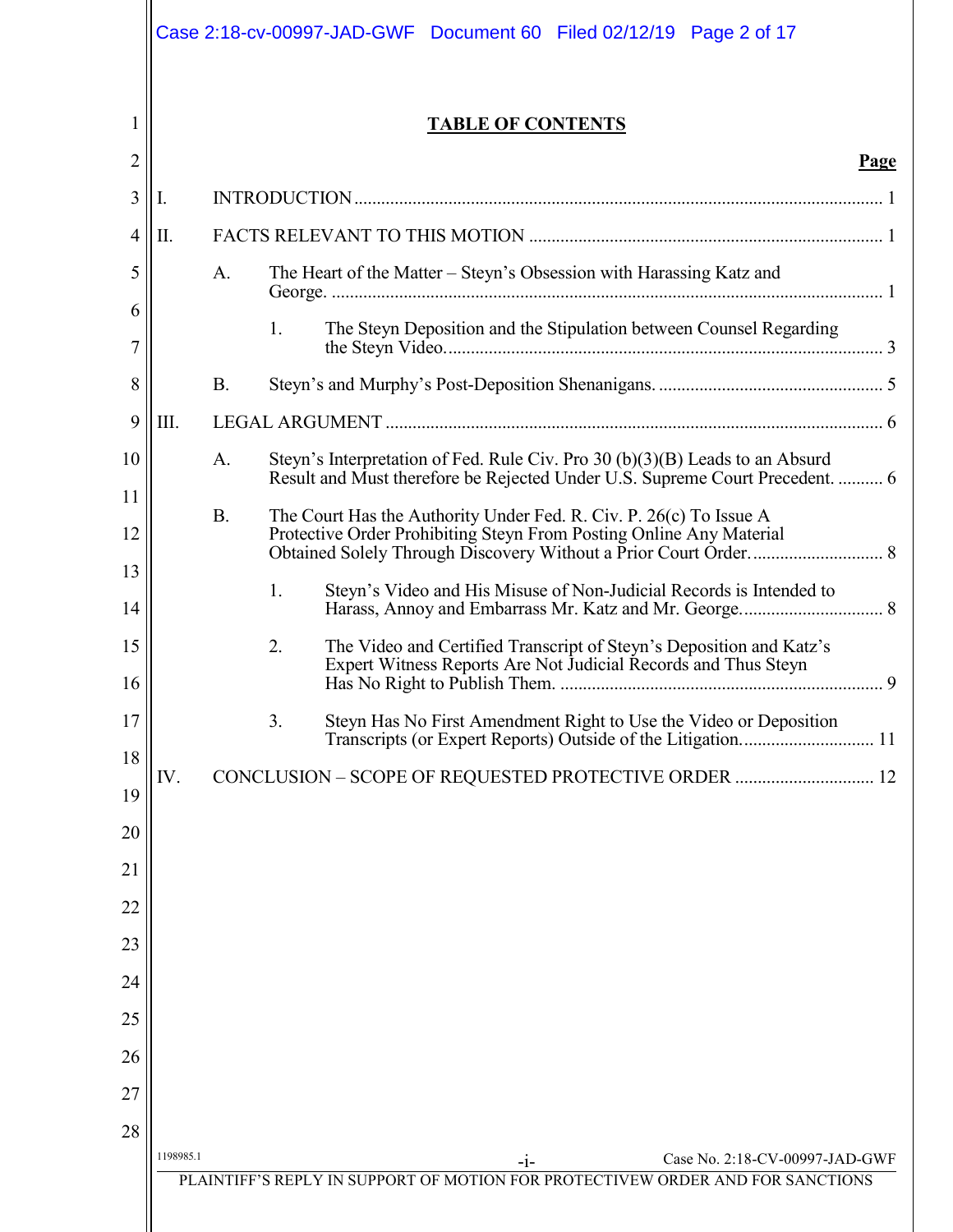# TABLE OF CONTENTS

**Page**

I. INTRODUCTION ..................... 1

II. FACTS RELEVANT TO THIS MOTION ..................... 1

A. The Heart of the Matter – Steyn's Obsession with Harassing Katz and George. ..................... 1

1. The Steyn Deposition and the Stipulation between Counsel Regarding the Steyn Video. ..................... 3

B. Steyn's and Murphy's Post-Deposition Shenanigans. ..................... 5

III. LEGAL ARGUMENT ..................... 6

A. Steyn's Interpretation of Fed. Rule Civ. Pro 30 (b)(3)(B) Leads to an Absurd Result and Must therefore be Rejected Under U.S. Supreme Court Precedent. ..................... 6

B. The Court Has the Authority Under Fed. R. Civ. P. 26(c) To Issue A Protective Order Prohibiting Steyn From Posting Online Any Material Obtained Solely Through Discovery Without a Prior Court Order. ..................... 8

1. Steyn's Video and His Misuse of Non-Judicial Records is Intended to Harass, Annoy and Embarrass Mr. Katz and Mr. George. ..................... 8

2. The Video and Certified Transcript of Steyn's Deposition and Katz's Expert Witness Reports Are Not Judicial Records and Thus Steyn Has No Right to Publish Them. ..................... 9

3. Steyn Has No First Amendment Right to Use the Video or Deposition Transcripts (or Expert Reports) Outside of the Litigation. ..................... 11

IV. CONCLUSION – SCOPE OF REQUESTED PROTECTIVE ORDER ..................... 12

1198985.1

-i-

Case No. 2:18-CV-00997-JAD-GWF

PLAINTIFF'S REPLY IN SUPPORT OF MOTION FOR PROTECTIVEW ORDER AND FOR SANCTIONS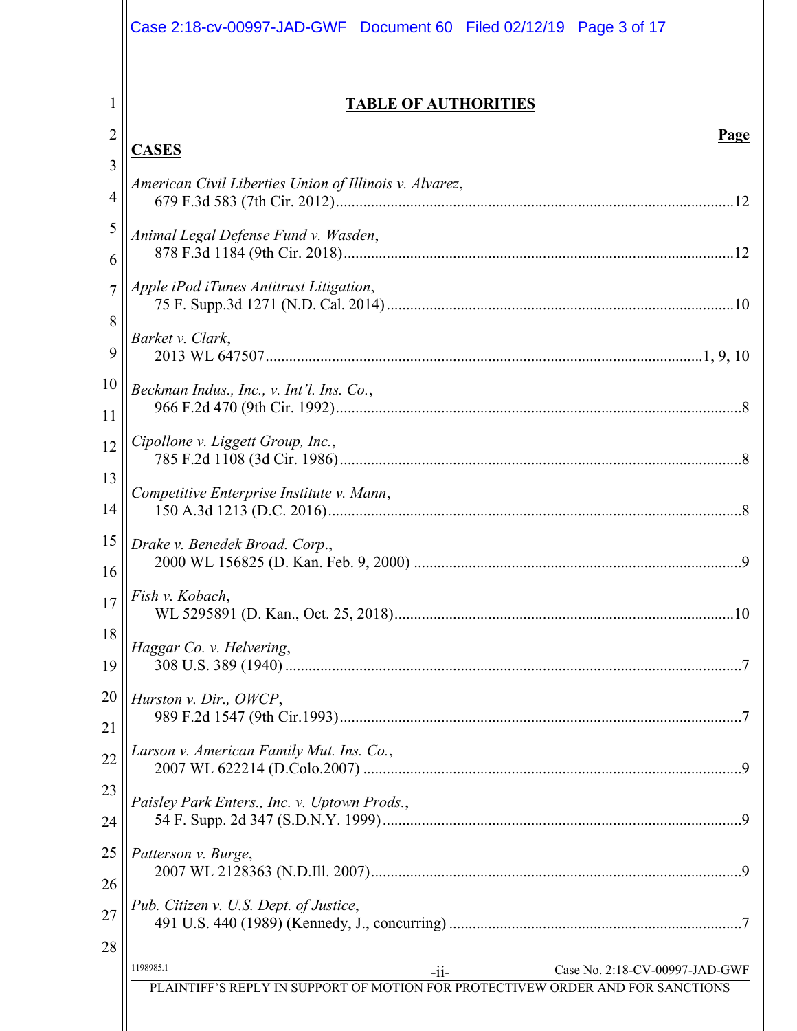# TABLE OF AUTHORITIES

**Page**

## CASES

*American Civil Liberties Union of Illinois v. Alvarez*,
679 F.3d 583 (7th Cir. 2012) ..... 12

*Animal Legal Defense Fund v. Wasden*,
878 F.3d 1184 (9th Cir. 2018) ..... 12

*Apple iPod iTunes Antitrust Litigation*,
75 F. Supp.3d 1271 (N.D. Cal. 2014) ..... 10

*Barket v. Clark*,
2013 WL 647507 ..... 1, 9, 10

*Beckman Indus., Inc., v. Int'l. Ins. Co.*,
966 F.2d 470 (9th Cir. 1992) ..... 8

*Cipollone v. Liggett Group, Inc.*,
785 F.2d 1108 (3d Cir. 1986) ..... 8

*Competitive Enterprise Institute v. Mann*,
150 A.3d 1213 (D.C. 2016) ..... 8

*Drake v. Benedek Broad. Corp.*,
2000 WL 156825 (D. Kan. Feb. 9, 2000) ..... 9

*Fish v. Kobach*,
WL 5295891 (D. Kan., Oct. 25, 2018) ..... 10

*Haggar Co. v. Helvering*,
308 U.S. 389 (1940) ..... 7

*Hurston v. Dir., OWCP*,
989 F.2d 1547 (9th Cir.1993) ..... 7

*Larson v. American Family Mut. Ins. Co.*,
2007 WL 622214 (D.Colo.2007) ..... 9

*Paisley Park Enters., Inc. v. Uptown Prods.*,
54 F. Supp. 2d 347 (S.D.N.Y. 1999) ..... 9

*Patterson v. Burge*,
2007 WL 2128363 (N.D.Ill. 2007) ..... 9

*Pub. Citizen v. U.S. Dept. of Justice*,
491 U.S. 440 (1989) (Kennedy, J., concurring) ..... 7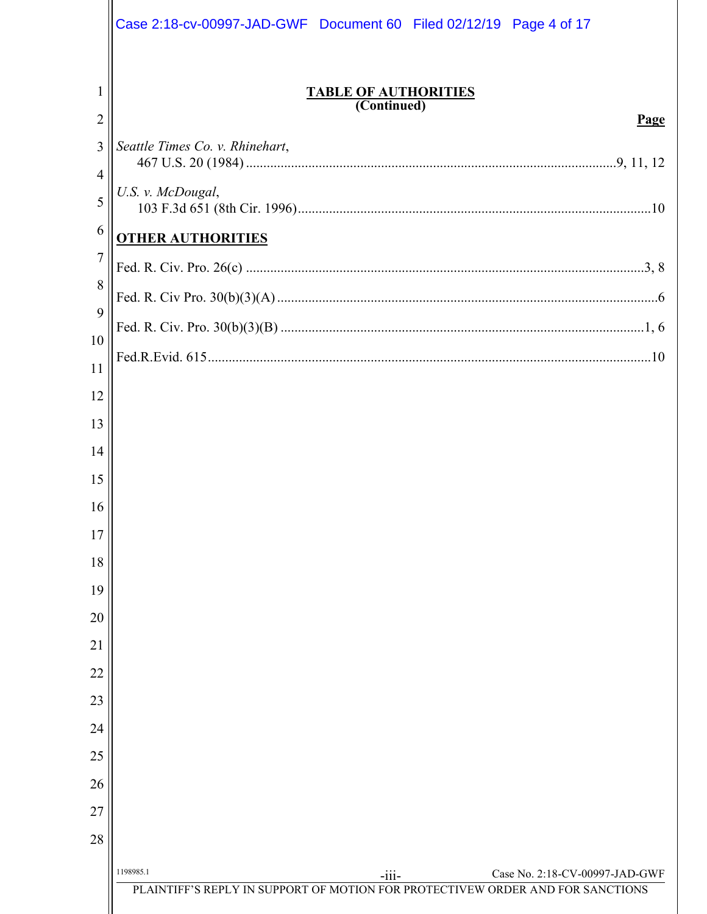## TABLE OF AUTHORITIES
**(Continued)**

**Page**

*Seattle Times Co. v. Rhinehart*,
467 U.S. 20 (1984) ............................................................ 9, 11, 12

*U.S. v. McDougal*,
103 F.3d 651 (8th Cir. 1996) ............................................................ 10

**OTHER AUTHORITIES**

Fed. R. Civ. Pro. 26(c) ............................................................ 3, 8

Fed. R. Civ Pro. 30(b)(3)(A) ............................................................ 6

Fed. R. Civ. Pro. 30(b)(3)(B) ............................................................ 1, 6

Fed.R.Evid. 615 ............................................................ 10

PLAINTIFF'S REPLY IN SUPPORT OF MOTION FOR PROTECTIVEW ORDER AND FOR SANCTIONS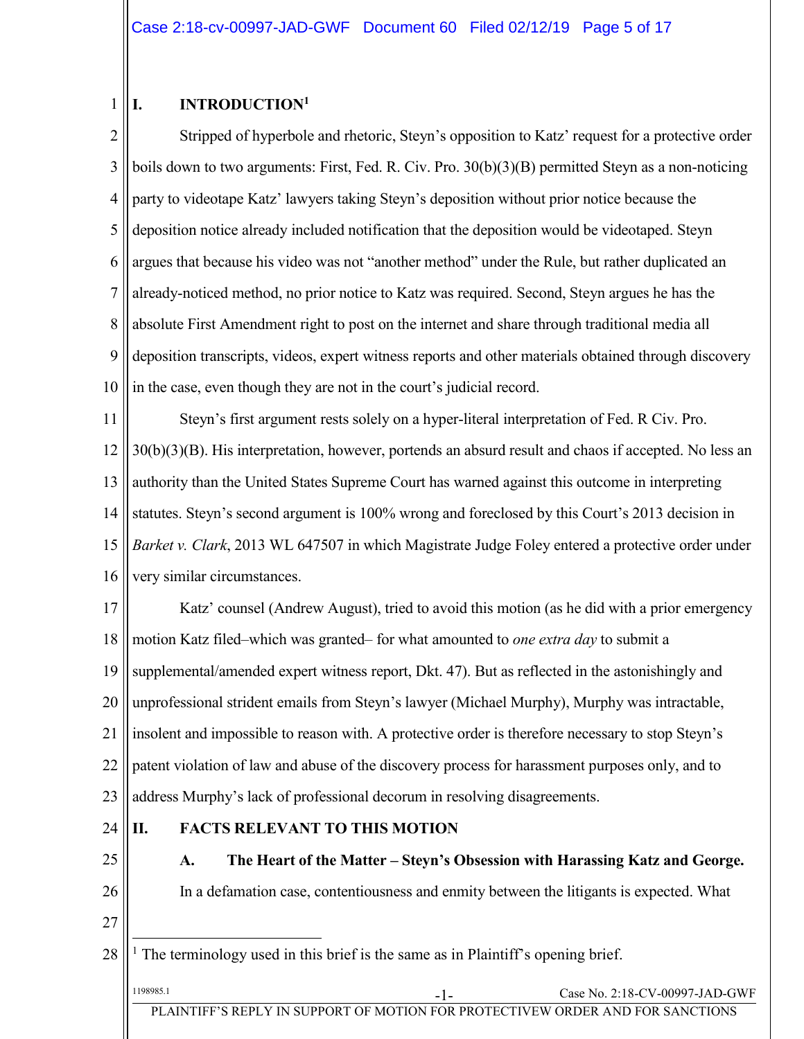# I. INTRODUCTION[1]

Stripped of hyperbole and rhetoric, Steyn's opposition to Katz' request for a protective order boils down to two arguments: First, Fed. R. Civ. Pro. 30(b)(3)(B) permitted Steyn as a non-noticing party to videotape Katz' lawyers taking Steyn's deposition without prior notice because the deposition notice already included notification that the deposition would be videotaped. Steyn argues that because his video was not "another method" under the Rule, but rather duplicated an already-noticed method, no prior notice to Katz was required. Second, Steyn argues he has the absolute First Amendment right to post on the internet and share through traditional media all deposition transcripts, videos, expert witness reports and other materials obtained through discovery in the case, even though they are not in the court's judicial record.

Steyn's first argument rests solely on a hyper-literal interpretation of Fed. R Civ. Pro. 30(b)(3)(B). His interpretation, however, portends an absurd result and chaos if accepted. No less an authority than the United States Supreme Court has warned against this outcome in interpreting statutes. Steyn's second argument is 100% wrong and foreclosed by this Court's 2013 decision in *Barket v. Clark*, 2013 WL 647507 in which Magistrate Judge Foley entered a protective order under very similar circumstances.

Katz' counsel (Andrew August), tried to avoid this motion (as he did with a prior emergency motion Katz filed–which was granted– for what amounted to *one extra day* to submit a supplemental/amended expert witness report, Dkt. 47). But as reflected in the astonishingly and unprofessional strident emails from Steyn's lawyer (Michael Murphy), Murphy was intractable, insolent and impossible to reason with. A protective order is therefore necessary to stop Steyn's patent violation of law and abuse of the discovery process for harassment purposes only, and to address Murphy's lack of professional decorum in resolving disagreements.

# II. FACTS RELEVANT TO THIS MOTION

## A. The Heart of the Matter – Steyn's Obsession with Harassing Katz and George.

In a defamation case, contentiousness and enmity between the litigants is expected. What

[1] The terminology used in this brief is the same as in Plaintiff's opening brief.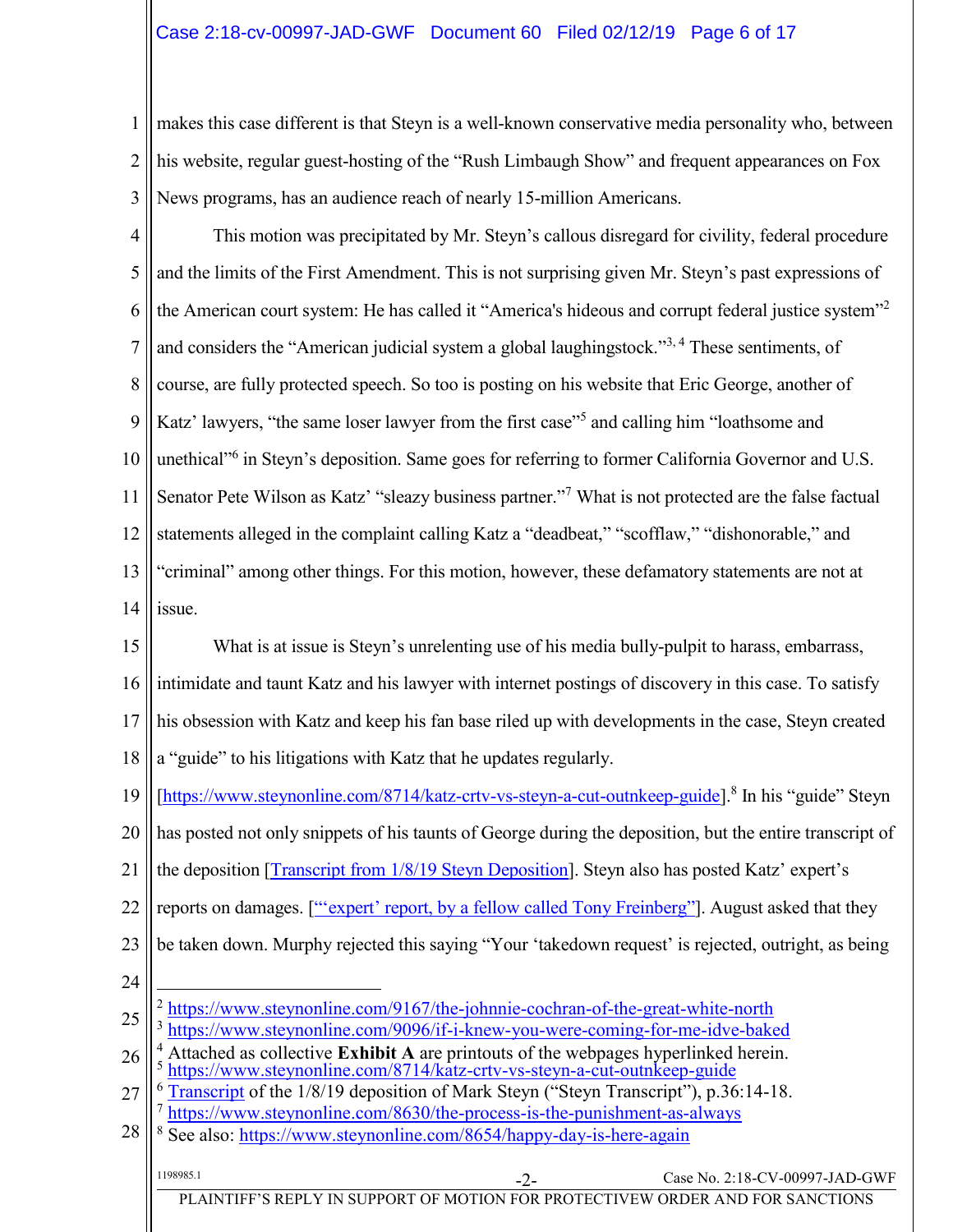makes this case different is that Steyn is a well-known conservative media personality who, between his website, regular guest-hosting of the "Rush Limbaugh Show" and frequent appearances on Fox News programs, has an audience reach of nearly 15-million Americans.

This motion was precipitated by Mr. Steyn's callous disregard for civility, federal procedure and the limits of the First Amendment. This is not surprising given Mr. Steyn's past expressions of the American court system: He has called it "America's hideous and corrupt federal justice system"[2] and considers the "American judicial system a global laughingstock."[3, 4] These sentiments, of course, are fully protected speech. So too is posting on his website that Eric George, another of Katz' lawyers, "the same loser lawyer from the first case"[5] and calling him "loathsome and unethical"[6] in Steyn's deposition. Same goes for referring to former California Governor and U.S. Senator Pete Wilson as Katz' "sleazy business partner."[7] What is not protected are the false factual statements alleged in the complaint calling Katz a "deadbeat," "scofflaw," "dishonorable," and "criminal" among other things. For this motion, however, these defamatory statements are not at issue.

What is at issue is Steyn's unrelenting use of his media bully-pulpit to harass, embarrass, intimidate and taunt Katz and his lawyer with internet postings of discovery in this case. To satisfy his obsession with Katz and keep his fan base riled up with developments in the case, Steyn created a "guide" to his litigations with Katz that he updates regularly. [https://www.steynonline.com/8714/katz-crtv-vs-steyn-a-cut-outnkeep-guide].[8] In his "guide" Steyn has posted not only snippets of his taunts of George during the deposition, but the entire transcript of the deposition [Transcript from 1/8/19 Steyn Deposition]. Steyn also has posted Katz' expert's reports on damages. ["'expert' report, by a fellow called Tony Freinberg"]. August asked that they be taken down. Murphy rejected this saying "Your 'takedown request' is rejected, outright, as being

---

[2] https://www.steynonline.com/9167/the-johnnie-cochran-of-the-great-white-north
[3] https://www.steynonline.com/9096/if-i-knew-you-were-coming-for-me-idve-baked
[4] Attached as collective **Exhibit A** are printouts of the webpages hyperlinked herein.
[5] https://www.steynonline.com/8714/katz-crtv-vs-steyn-a-cut-outnkeep-guide
[6] Transcript of the 1/8/19 deposition of Mark Steyn ("Steyn Transcript"), p.36:14-18.
[7] https://www.steynonline.com/8630/the-process-is-the-punishment-as-always
[8] See also: https://www.steynonline.com/8654/happy-day-is-here-again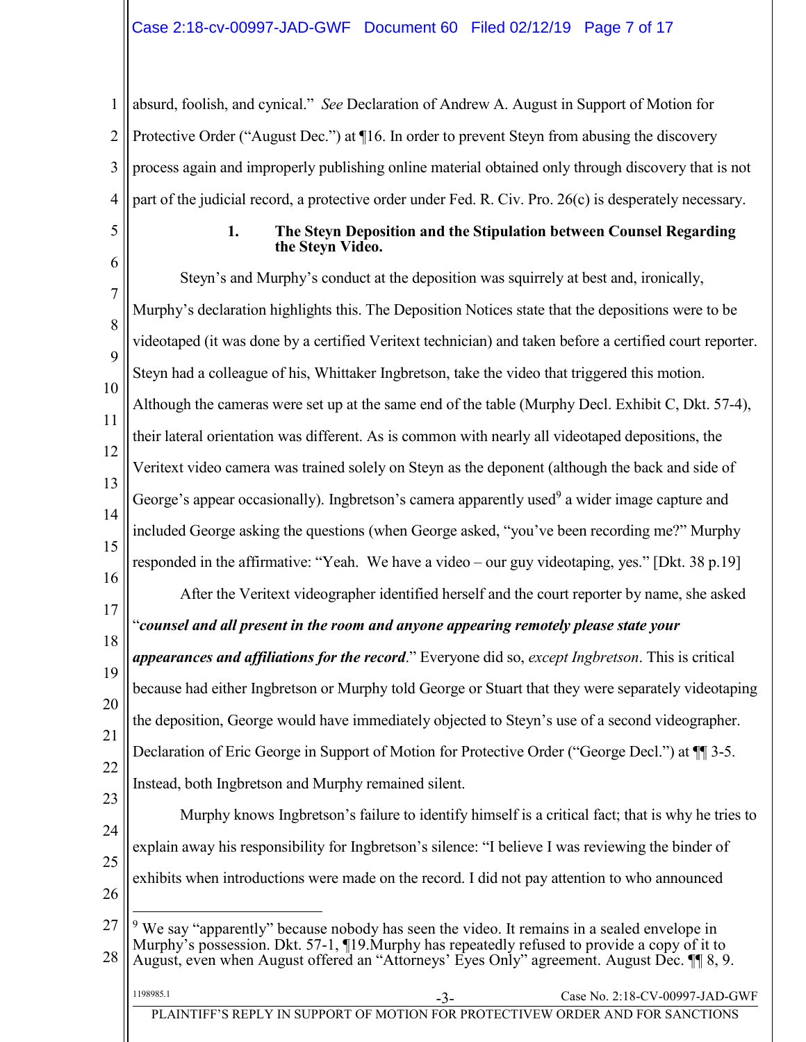absurd, foolish, and cynical." *See* Declaration of Andrew A. August in Support of Motion for Protective Order ("August Dec.") at ¶16. In order to prevent Steyn from abusing the discovery process again and improperly publishing online material obtained only through discovery that is not part of the judicial record, a protective order under Fed. R. Civ. Pro. 26(c) is desperately necessary.

**1. The Steyn Deposition and the Stipulation between Counsel Regarding the Steyn Video.**

Steyn's and Murphy's conduct at the deposition was squirrely at best and, ironically, Murphy's declaration highlights this. The Deposition Notices state that the depositions were to be videotaped (it was done by a certified Veritext technician) and taken before a certified court reporter. Steyn had a colleague of his, Whittaker Ingbretson, take the video that triggered this motion. Although the cameras were set up at the same end of the table (Murphy Decl. Exhibit C, Dkt. 57-4), their lateral orientation was different. As is common with nearly all videotaped depositions, the Veritext video camera was trained solely on Steyn as the deponent (although the back and side of George's appear occasionally). Ingbretson's camera apparently used[9] a wider image capture and included George asking the questions (when George asked, "you've been recording me?" Murphy responded in the affirmative: "Yeah. We have a video – our guy videotaping, yes." [Dkt. 38 p.19]

After the Veritext videographer identified herself and the court reporter by name, she asked "***counsel and all present in the room and anyone appearing remotely please state your appearances and affiliations for the record***." Everyone did so, *except Ingbretson*. This is critical because had either Ingbretson or Murphy told George or Stuart that they were separately videotaping the deposition, George would have immediately objected to Steyn's use of a second videographer. Declaration of Eric George in Support of Motion for Protective Order ("George Decl.") at ¶¶ 3-5. Instead, both Ingbretson and Murphy remained silent.

Murphy knows Ingbretson's failure to identify himself is a critical fact; that is why he tries to explain away his responsibility for Ingbretson's silence: "I believe I was reviewing the binder of exhibits when introductions were made on the record. I did not pay attention to who announced

---

[9] We say "apparently" because nobody has seen the video. It remains in a sealed envelope in Murphy's possession. Dkt. 57-1, ¶19.Murphy has repeatedly refused to provide a copy of it to August, even when August offered an "Attorneys' Eyes Only" agreement. August Dec. ¶¶ 8, 9.

PLAINTIFF'S REPLY IN SUPPORT OF MOTION FOR PROTECTIVEW ORDER AND FOR SANCTIONS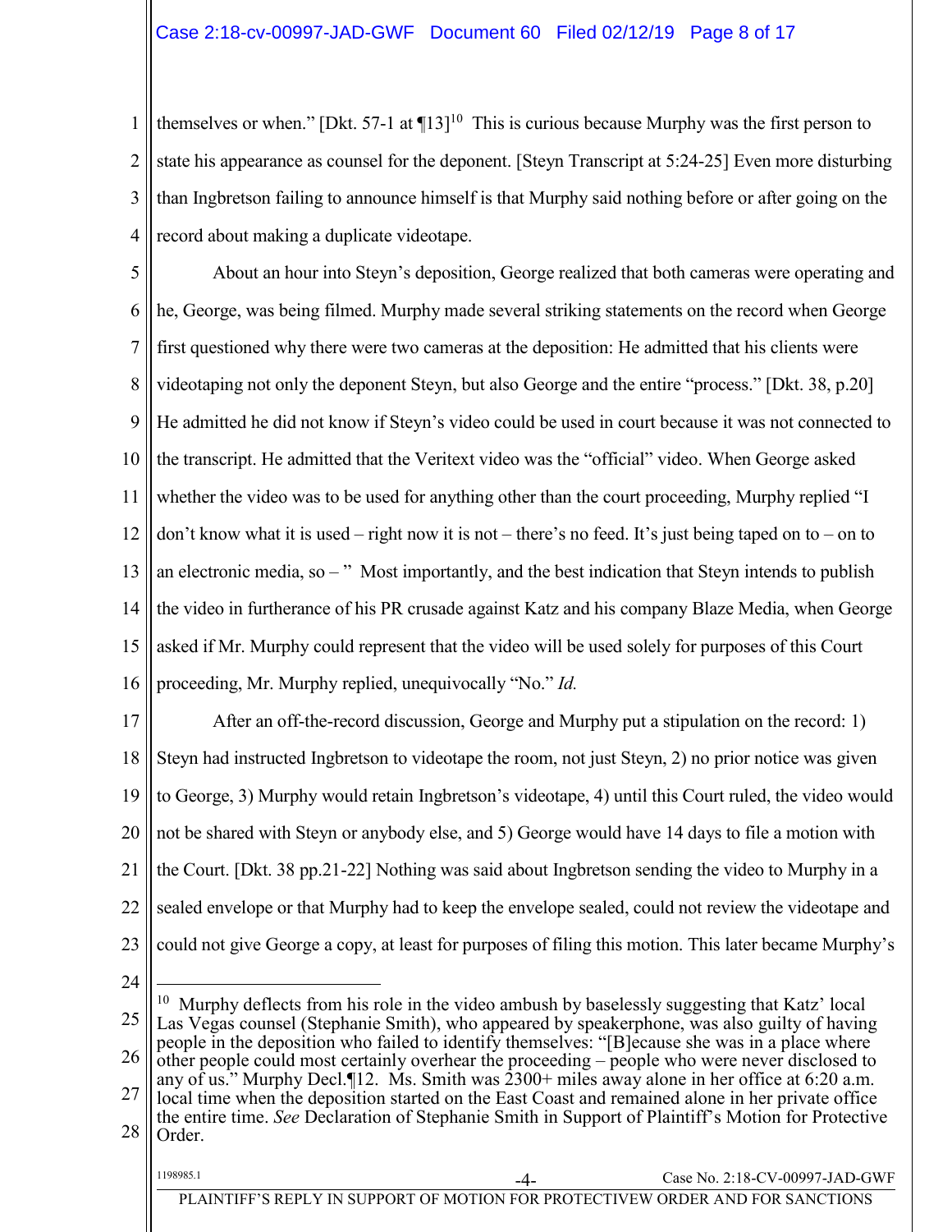themselves or when." [Dkt. 57-1 at ¶13][10] This is curious because Murphy was the first person to state his appearance as counsel for the deponent. [Steyn Transcript at 5:24-25] Even more disturbing than Ingbretson failing to announce himself is that Murphy said nothing before or after going on the record about making a duplicate videotape.

About an hour into Steyn's deposition, George realized that both cameras were operating and he, George, was being filmed. Murphy made several striking statements on the record when George first questioned why there were two cameras at the deposition: He admitted that his clients were videotaping not only the deponent Steyn, but also George and the entire "process." [Dkt. 38, p.20] He admitted he did not know if Steyn's video could be used in court because it was not connected to the transcript. He admitted that the Veritext video was the "official" video. When George asked whether the video was to be used for anything other than the court proceeding, Murphy replied "I don't know what it is used – right now it is not – there's no feed. It's just being taped on to – on to an electronic media, so – " Most importantly, and the best indication that Steyn intends to publish the video in furtherance of his PR crusade against Katz and his company Blaze Media, when George asked if Mr. Murphy could represent that the video will be used solely for purposes of this Court proceeding, Mr. Murphy replied, unequivocally "No." *Id.*

After an off-the-record discussion, George and Murphy put a stipulation on the record: 1) Steyn had instructed Ingbretson to videotape the room, not just Steyn, 2) no prior notice was given to George, 3) Murphy would retain Ingbretson's videotape, 4) until this Court ruled, the video would not be shared with Steyn or anybody else, and 5) George would have 14 days to file a motion with the Court. [Dkt. 38 pp.21-22] Nothing was said about Ingbretson sending the video to Murphy in a sealed envelope or that Murphy had to keep the envelope sealed, could not review the videotape and could not give George a copy, at least for purposes of filing this motion. This later became Murphy's

---

[10] Murphy deflects from his role in the video ambush by baselessly suggesting that Katz' local Las Vegas counsel (Stephanie Smith), who appeared by speakerphone, was also guilty of having people in the deposition who failed to identify themselves: "[B]ecause she was in a place where other people could most certainly overhear the proceeding – people who were never disclosed to any of us." Murphy Decl.¶12. Ms. Smith was 2300+ miles away alone in her office at 6:20 a.m. local time when the deposition started on the East Coast and remained alone in her private office the entire time. *See* Declaration of Stephanie Smith in Support of Plaintiff's Motion for Protective Order.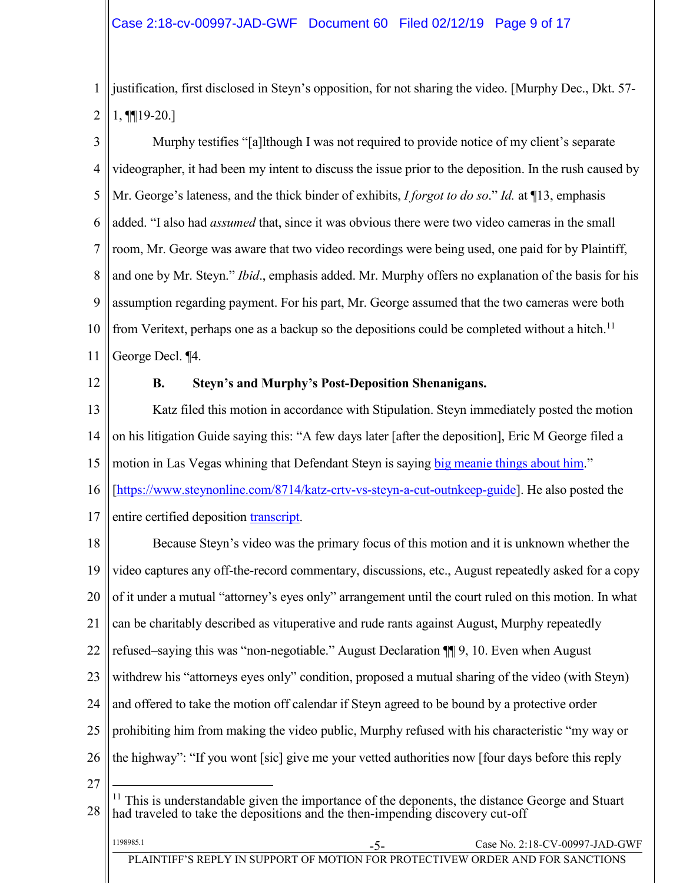justification, first disclosed in Steyn's opposition, for not sharing the video. [Murphy Dec., Dkt. 57-1, ¶¶19-20.]

Murphy testifies "[a]lthough I was not required to provide notice of my client's separate videographer, it had been my intent to discuss the issue prior to the deposition. In the rush caused by Mr. George's lateness, and the thick binder of exhibits, *I forgot to do so*." *Id.* at ¶13, emphasis added. "I also had *assumed* that, since it was obvious there were two video cameras in the small room, Mr. George was aware that two video recordings were being used, one paid for by Plaintiff, and one by Mr. Steyn." *Ibid*., emphasis added. Mr. Murphy offers no explanation of the basis for his assumption regarding payment. For his part, Mr. George assumed that the two cameras were both from Veritext, perhaps one as a backup so the depositions could be completed without a hitch.[11] George Decl. ¶4.

**B. Steyn's and Murphy's Post-Deposition Shenanigans.**

Katz filed this motion in accordance with Stipulation. Steyn immediately posted the motion on his litigation Guide saying this: "A few days later [after the deposition], Eric M George filed a motion in Las Vegas whining that Defendant Steyn is saying big meanie things about him." [https://www.steynonline.com/8714/katz-crtv-vs-steyn-a-cut-outnkeep-guide]. He also posted the entire certified deposition transcript.

Because Steyn's video was the primary focus of this motion and it is unknown whether the video captures any off-the-record commentary, discussions, etc., August repeatedly asked for a copy of it under a mutual "attorney's eyes only" arrangement until the court ruled on this motion. In what can be charitably described as vituperative and rude rants against August, Murphy repeatedly refused–saying this was "non-negotiable." August Declaration ¶¶ 9, 10. Even when August withdrew his "attorneys eyes only" condition, proposed a mutual sharing of the video (with Steyn) and offered to take the motion off calendar if Steyn agreed to be bound by a protective order prohibiting him from making the video public, Murphy refused with his characteristic "my way or the highway": "If you wont [sic] give me your vetted authorities now [four days before this reply

---

[11] This is understandable given the importance of the deponents, the distance George and Stuart had traveled to take the depositions and the then-impending discovery cut-off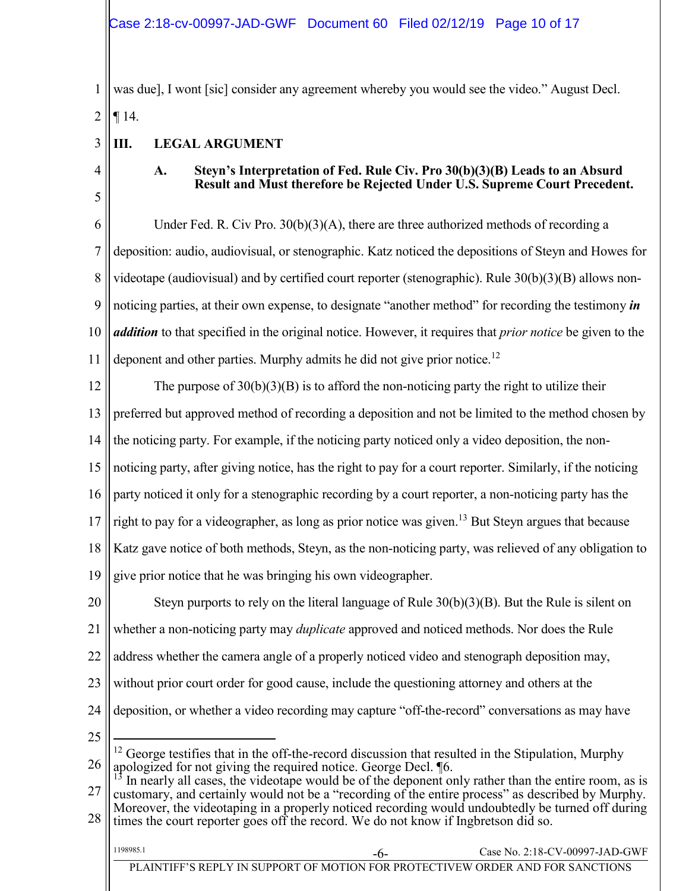was due], I wont [sic] consider any agreement whereby you would see the video." August Decl. ¶ 14.

## III. LEGAL ARGUMENT

### A. Steyn's Interpretation of Fed. Rule Civ. Pro 30(b)(3)(B) Leads to an Absurd Result and Must therefore be Rejected Under U.S. Supreme Court Precedent.

Under Fed. R. Civ Pro. 30(b)(3)(A), there are three authorized methods of recording a deposition: audio, audiovisual, or stenographic. Katz noticed the depositions of Steyn and Howes for videotape (audiovisual) and by certified court reporter (stenographic). Rule 30(b)(3)(B) allows non-noticing parties, at their own expense, to designate "another method" for recording the testimony ***in addition*** to that specified in the original notice. However, it requires that *prior notice* be given to the deponent and other parties. Murphy admits he did not give prior notice.[12]

The purpose of 30(b)(3)(B) is to afford the non-noticing party the right to utilize their preferred but approved method of recording a deposition and not be limited to the method chosen by the noticing party. For example, if the noticing party noticed only a video deposition, the non-noticing party, after giving notice, has the right to pay for a court reporter. Similarly, if the noticing party noticed it only for a stenographic recording by a court reporter, a non-noticing party has the right to pay for a videographer, as long as prior notice was given.[13] But Steyn argues that because Katz gave notice of both methods, Steyn, as the non-noticing party, was relieved of any obligation to give prior notice that he was bringing his own videographer.

Steyn purports to rely on the literal language of Rule 30(b)(3)(B). But the Rule is silent on whether a non-noticing party may *duplicate* approved and noticed methods. Nor does the Rule address whether the camera angle of a properly noticed video and stenograph deposition may, without prior court order for good cause, include the questioning attorney and others at the deposition, or whether a video recording may capture "off-the-record" conversations as may have

---

[12] George testifies that in the off-the-record discussion that resulted in the Stipulation, Murphy apologized for not giving the required notice. George Decl. ¶6.

[13] In nearly all cases, the videotape would be of the deponent only rather than the entire room, as is customary, and certainly would not be a "recording of the entire process" as described by Murphy. Moreover, the videotaping in a properly noticed recording would undoubtedly be turned off during times the court reporter goes off the record. We do not know if Ingbretson did so.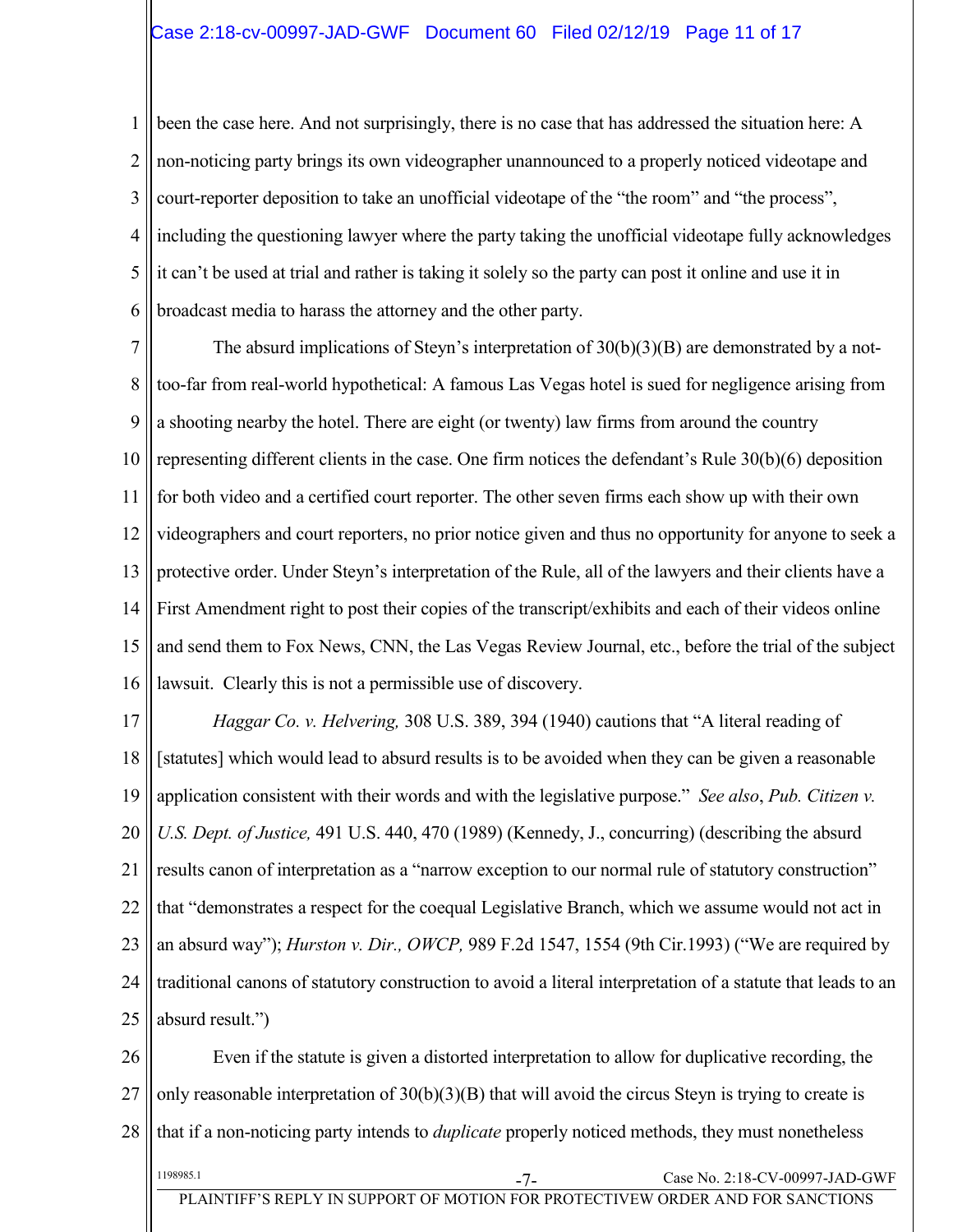been the case here. And not surprisingly, there is no case that has addressed the situation here: A non-noticing party brings its own videographer unannounced to a properly noticed videotape and court-reporter deposition to take an unofficial videotape of the "the room" and "the process", including the questioning lawyer where the party taking the unofficial videotape fully acknowledges it can't be used at trial and rather is taking it solely so the party can post it online and use it in broadcast media to harass the attorney and the other party.

The absurd implications of Steyn's interpretation of 30(b)(3)(B) are demonstrated by a not-too-far from real-world hypothetical: A famous Las Vegas hotel is sued for negligence arising from a shooting nearby the hotel. There are eight (or twenty) law firms from around the country representing different clients in the case. One firm notices the defendant's Rule 30(b)(6) deposition for both video and a certified court reporter. The other seven firms each show up with their own videographers and court reporters, no prior notice given and thus no opportunity for anyone to seek a protective order. Under Steyn's interpretation of the Rule, all of the lawyers and their clients have a First Amendment right to post their copies of the transcript/exhibits and each of their videos online and send them to Fox News, CNN, the Las Vegas Review Journal, etc., before the trial of the subject lawsuit. Clearly this is not a permissible use of discovery.

*Haggar Co. v. Helvering,* 308 U.S. 389, 394 (1940) cautions that "A literal reading of [statutes] which would lead to absurd results is to be avoided when they can be given a reasonable application consistent with their words and with the legislative purpose." *See also*, *Pub. Citizen v. U.S. Dept. of Justice,* 491 U.S. 440, 470 (1989) (Kennedy, J., concurring) (describing the absurd results canon of interpretation as a "narrow exception to our normal rule of statutory construction" that "demonstrates a respect for the coequal Legislative Branch, which we assume would not act in an absurd way"); *Hurston v. Dir., OWCP,* 989 F.2d 1547, 1554 (9th Cir.1993) ("We are required by traditional canons of statutory construction to avoid a literal interpretation of a statute that leads to an absurd result.")

Even if the statute is given a distorted interpretation to allow for duplicative recording, the only reasonable interpretation of 30(b)(3)(B) that will avoid the circus Steyn is trying to create is that if a non-noticing party intends to *duplicate* properly noticed methods, they must nonetheless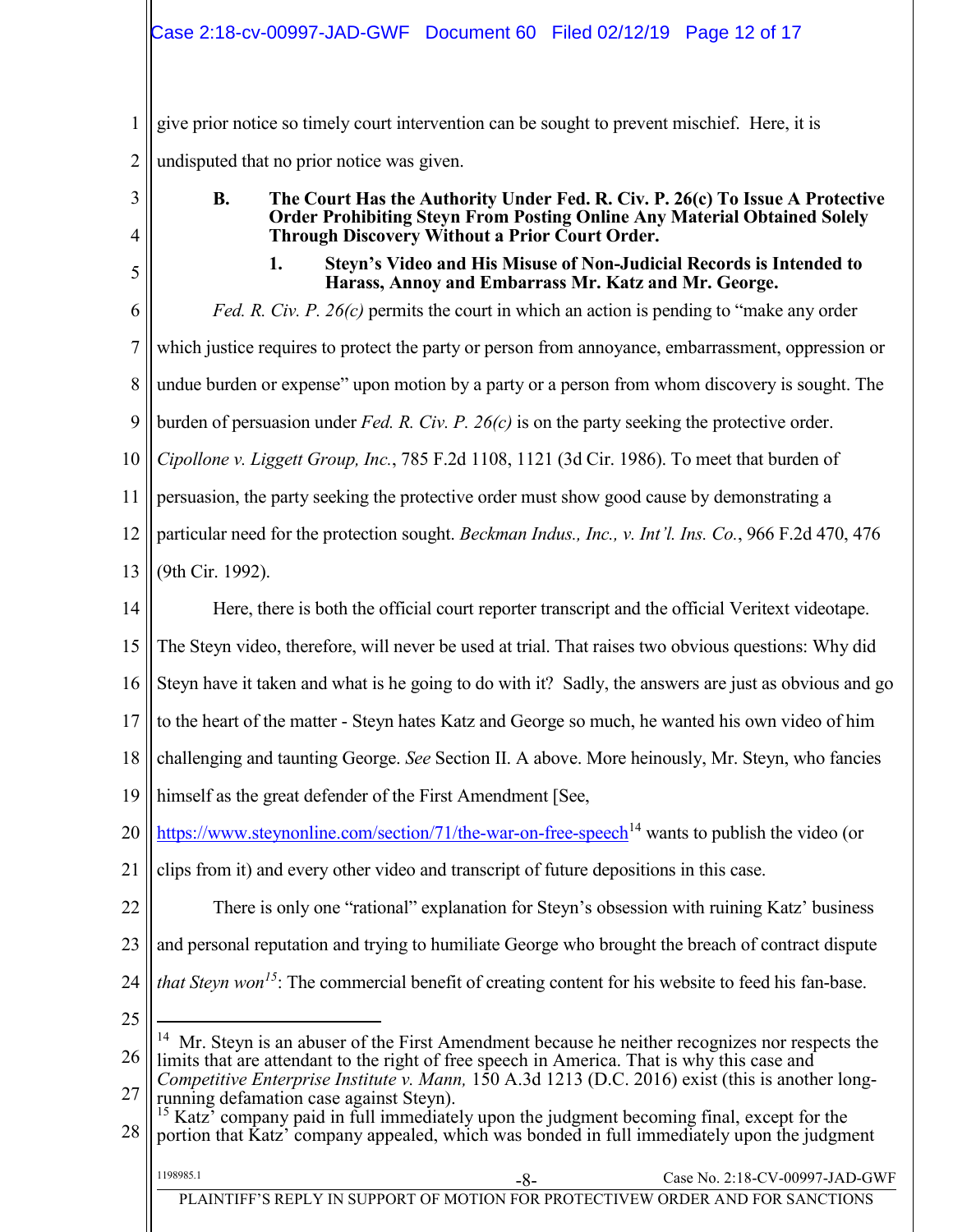give prior notice so timely court intervention can be sought to prevent mischief. Here, it is undisputed that no prior notice was given.

### B. The Court Has the Authority Under Fed. R. Civ. P. 26(c) To Issue A Protective Order Prohibiting Steyn From Posting Online Any Material Obtained Solely Through Discovery Without a Prior Court Order.

#### 1. Steyn's Video and His Misuse of Non-Judicial Records is Intended to Harass, Annoy and Embarrass Mr. Katz and Mr. George.

*Fed. R. Civ. P. 26(c)* permits the court in which an action is pending to "make any order which justice requires to protect the party or person from annoyance, embarrassment, oppression or undue burden or expense" upon motion by a party or a person from whom discovery is sought. The burden of persuasion under *Fed. R. Civ. P. 26(c)* is on the party seeking the protective order. *Cipollone v. Liggett Group, Inc.*, 785 F.2d 1108, 1121 (3d Cir. 1986). To meet that burden of persuasion, the party seeking the protective order must show good cause by demonstrating a particular need for the protection sought. *Beckman Indus., Inc., v. Int'l. Ins. Co.*, 966 F.2d 470, 476 (9th Cir. 1992).

Here, there is both the official court reporter transcript and the official Veritext videotape. The Steyn video, therefore, will never be used at trial. That raises two obvious questions: Why did Steyn have it taken and what is he going to do with it? Sadly, the answers are just as obvious and go to the heart of the matter - Steyn hates Katz and George so much, he wanted his own video of him challenging and taunting George. *See* Section II. A above. More heinously, Mr. Steyn, who fancies himself as the great defender of the First Amendment [See, https://www.steynonline.com/section/71/the-war-on-free-speech[14] wants to publish the video (or clips from it) and every other video and transcript of future depositions in this case.

There is only one "rational" explanation for Steyn's obsession with ruining Katz' business and personal reputation and trying to humiliate George who brought the breach of contract dispute *that Steyn won*[15]: The commercial benefit of creating content for his website to feed his fan-base.

---

[14] Mr. Steyn is an abuser of the First Amendment because he neither recognizes nor respects the limits that are attendant to the right of free speech in America. That is why this case and *Competitive Enterprise Institute v. Mann,* 150 A.3d 1213 (D.C. 2016) exist (this is another long-running defamation case against Steyn).

[15] Katz' company paid in full immediately upon the judgment becoming final, except for the portion that Katz' company appealed, which was bonded in full immediately upon the judgment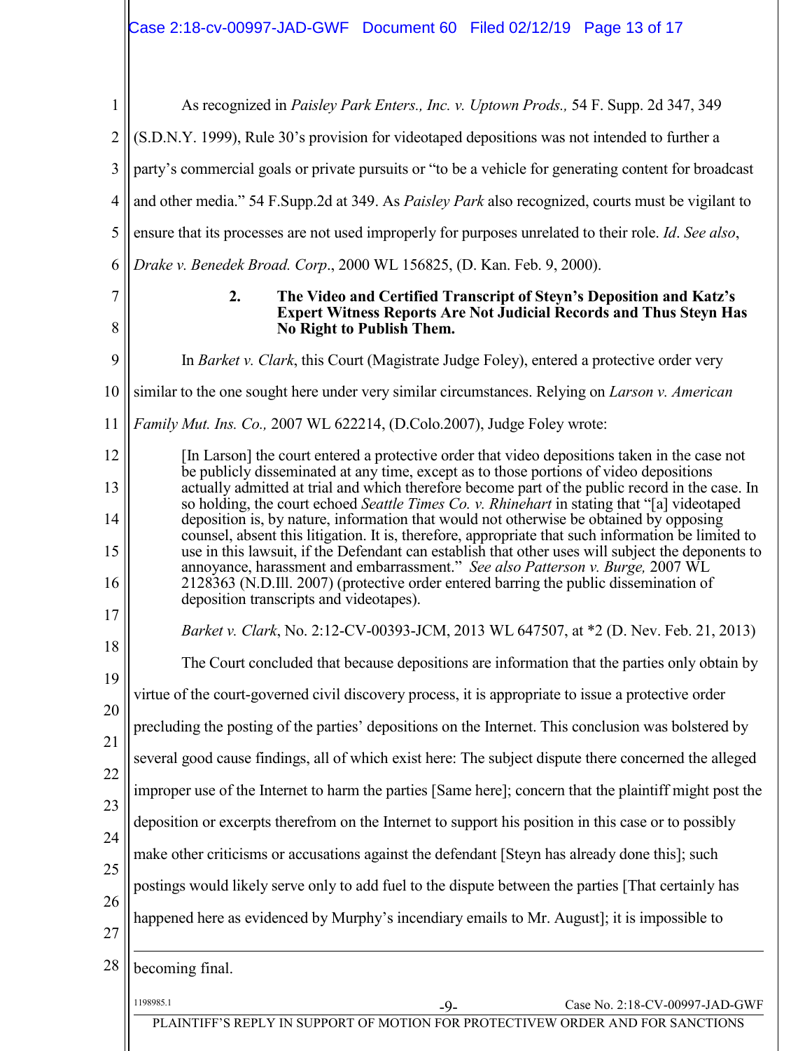As recognized in *Paisley Park Enters., Inc. v. Uptown Prods.,* 54 F. Supp. 2d 347, 349 (S.D.N.Y. 1999), Rule 30's provision for videotaped depositions was not intended to further a party's commercial goals or private pursuits or "to be a vehicle for generating content for broadcast and other media." 54 F.Supp.2d at 349. As *Paisley Park* also recognized, courts must be vigilant to ensure that its processes are not used improperly for purposes unrelated to their role. *Id*. *See also*, *Drake v. Benedek Broad. Corp*., 2000 WL 156825, (D. Kan. Feb. 9, 2000).

**2. The Video and Certified Transcript of Steyn's Deposition and Katz's Expert Witness Reports Are Not Judicial Records and Thus Steyn Has No Right to Publish Them.**

In *Barket v. Clark*, this Court (Magistrate Judge Foley), entered a protective order very similar to the one sought here under very similar circumstances. Relying on *Larson v. American Family Mut. Ins. Co.,* 2007 WL 622214, (D.Colo.2007), Judge Foley wrote:

> [In Larson] the court entered a protective order that video depositions taken in the case not be publicly disseminated at any time, except as to those portions of video depositions actually admitted at trial and which therefore become part of the public record in the case. In so holding, the court echoed *Seattle Times Co. v. Rhinehart* in stating that "[a] videotaped deposition is, by nature, information that would not otherwise be obtained by opposing counsel, absent this litigation. It is, therefore, appropriate that such information be limited to use in this lawsuit, if the Defendant can establish that other uses will subject the deponents to annoyance, harassment and embarrassment." *See also Patterson v. Burge,* 2007 WL 2128363 (N.D.Ill. 2007) (protective order entered barring the public dissemination of deposition transcripts and videotapes).

*Barket v. Clark*, No. 2:12-CV-00393-JCM, 2013 WL 647507, at *2 (D. Nev. Feb. 21, 2013)

The Court concluded that because depositions are information that the parties only obtain by virtue of the court-governed civil discovery process, it is appropriate to issue a protective order precluding the posting of the parties' depositions on the Internet. This conclusion was bolstered by several good cause findings, all of which exist here: The subject dispute there concerned the alleged improper use of the Internet to harm the parties [Same here]; concern that the plaintiff might post the deposition or excerpts therefrom on the Internet to support his position in this case or to possibly make other criticisms or accusations against the defendant [Steyn has already done this]; such postings would likely serve only to add fuel to the dispute between the parties [That certainly has happened here as evidenced by Murphy's incendiary emails to Mr. August]; it is impossible to

---

becoming final.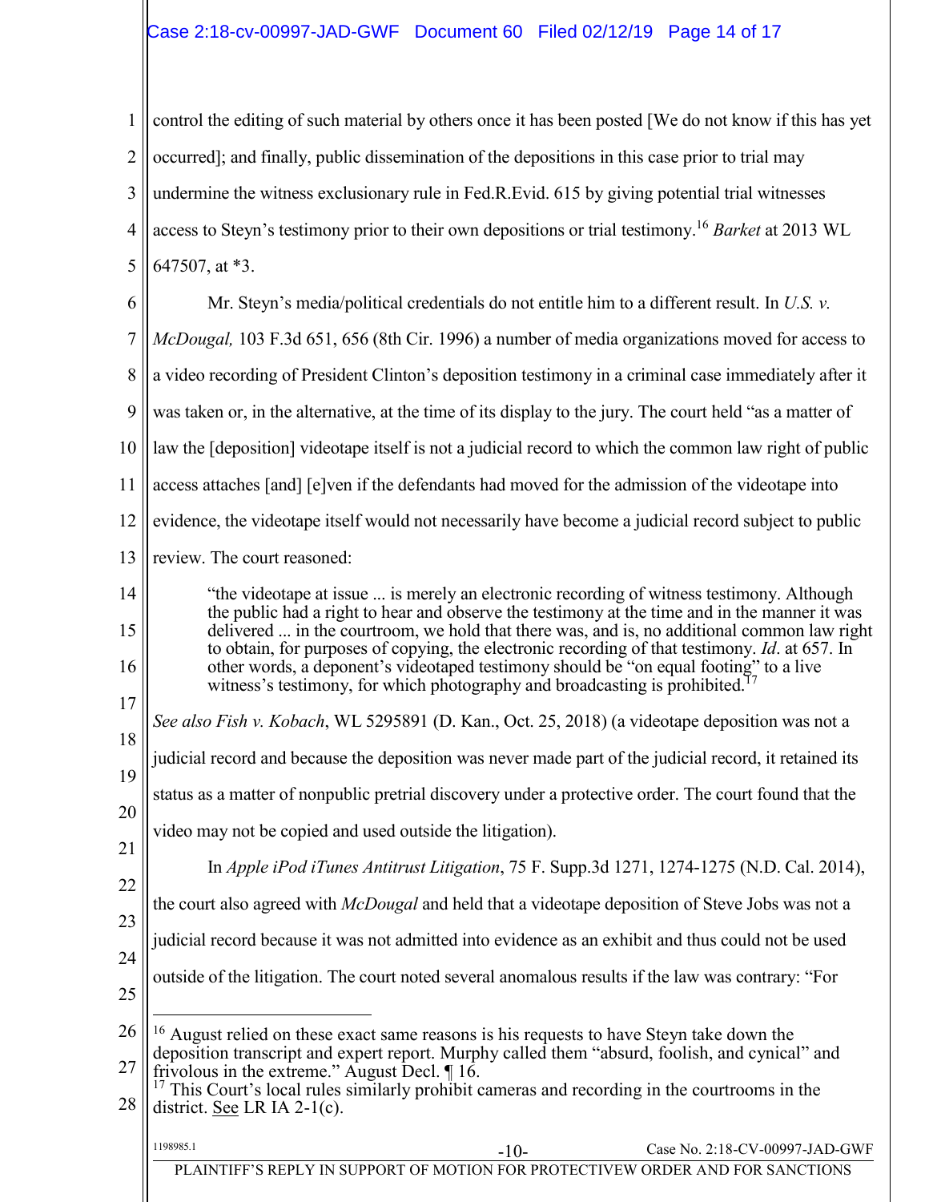control the editing of such material by others once it has been posted [We do not know if this has yet occurred]; and finally, public dissemination of the depositions in this case prior to trial may undermine the witness exclusionary rule in Fed.R.Evid. 615 by giving potential trial witnesses access to Steyn's testimony prior to their own depositions or trial testimony.[16] *Barket* at 2013 WL 647507, at *3.

Mr. Steyn's media/political credentials do not entitle him to a different result. In *U.S. v. McDougal,* 103 F.3d 651, 656 (8th Cir. 1996) a number of media organizations moved for access to a video recording of President Clinton's deposition testimony in a criminal case immediately after it was taken or, in the alternative, at the time of its display to the jury. The court held "as a matter of law the [deposition] videotape itself is not a judicial record to which the common law right of public access attaches [and] [e]ven if the defendants had moved for the admission of the videotape into evidence, the videotape itself would not necessarily have become a judicial record subject to public review. The court reasoned:

> "the videotape at issue ... is merely an electronic recording of witness testimony. Although the public had a right to hear and observe the testimony at the time and in the manner it was delivered ... in the courtroom, we hold that there was, and is, no additional common law right to obtain, for purposes of copying, the electronic recording of that testimony. *Id*. at 657. In other words, a deponent's videotaped testimony should be "on equal footing" to a live witness's testimony, for which photography and broadcasting is prohibited.[17]

*See also Fish v. Kobach*, WL 5295891 (D. Kan., Oct. 25, 2018) (a videotape deposition was not a judicial record and because the deposition was never made part of the judicial record, it retained its status as a matter of nonpublic pretrial discovery under a protective order. The court found that the video may not be copied and used outside the litigation).

In *Apple iPod iTunes Antitrust Litigation*, 75 F. Supp.3d 1271, 1274-1275 (N.D. Cal. 2014), the court also agreed with *McDougal* and held that a videotape deposition of Steve Jobs was not a judicial record because it was not admitted into evidence as an exhibit and thus could not be used outside of the litigation. The court noted several anomalous results if the law was contrary: "For

---

[16] August relied on these exact same reasons is his requests to have Steyn take down the deposition transcript and expert report. Murphy called them "absurd, foolish, and cynical" and frivolous in the extreme." August Decl. ¶ 16.

[17] This Court's local rules similarly prohibit cameras and recording in the courtrooms in the district. See LR IA 2-1(c).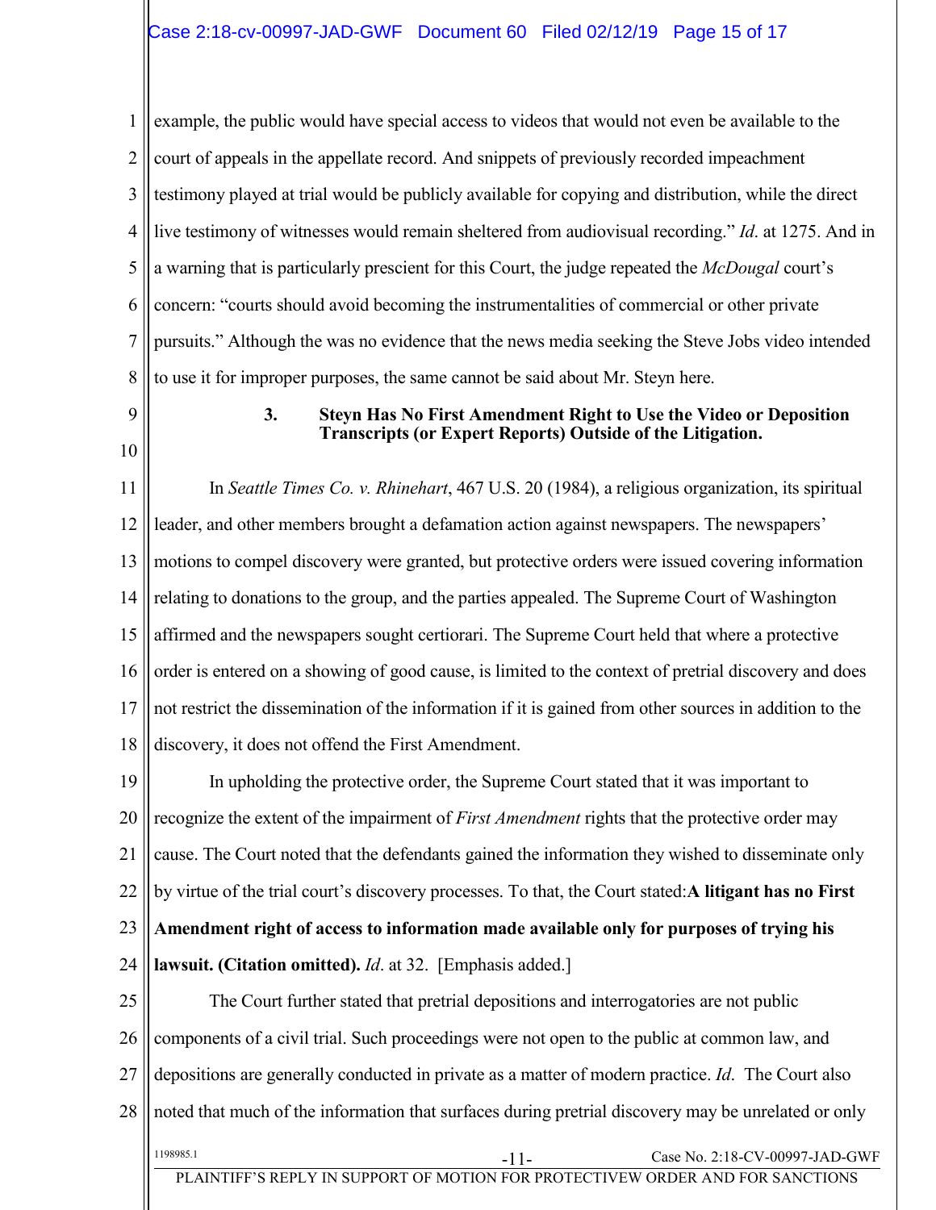example, the public would have special access to videos that would not even be available to the court of appeals in the appellate record. And snippets of previously recorded impeachment testimony played at trial would be publicly available for copying and distribution, while the direct live testimony of witnesses would remain sheltered from audiovisual recording." *Id*. at 1275. And in a warning that is particularly prescient for this Court, the judge repeated the *McDougal* court's concern: "courts should avoid becoming the instrumentalities of commercial or other private pursuits." Although the was no evidence that the news media seeking the Steve Jobs video intended to use it for improper purposes, the same cannot be said about Mr. Steyn here.

### 3. Steyn Has No First Amendment Right to Use the Video or Deposition Transcripts (or Expert Reports) Outside of the Litigation.

In *Seattle Times Co. v. Rhinehart*, 467 U.S. 20 (1984), a religious organization, its spiritual leader, and other members brought a defamation action against newspapers. The newspapers' motions to compel discovery were granted, but protective orders were issued covering information relating to donations to the group, and the parties appealed. The Supreme Court of Washington affirmed and the newspapers sought certiorari. The Supreme Court held that where a protective order is entered on a showing of good cause, is limited to the context of pretrial discovery and does not restrict the dissemination of the information if it is gained from other sources in addition to the discovery, it does not offend the First Amendment.

In upholding the protective order, the Supreme Court stated that it was important to recognize the extent of the impairment of *First Amendment* rights that the protective order may cause. The Court noted that the defendants gained the information they wished to disseminate only by virtue of the trial court's discovery processes. To that, the Court stated:**A litigant has no First Amendment right of access to information made available only for purposes of trying his lawsuit. (Citation omitted).** *Id*. at 32. [Emphasis added.]

The Court further stated that pretrial depositions and interrogatories are not public components of a civil trial. Such proceedings were not open to the public at common law, and depositions are generally conducted in private as a matter of modern practice. *Id*. The Court also noted that much of the information that surfaces during pretrial discovery may be unrelated or only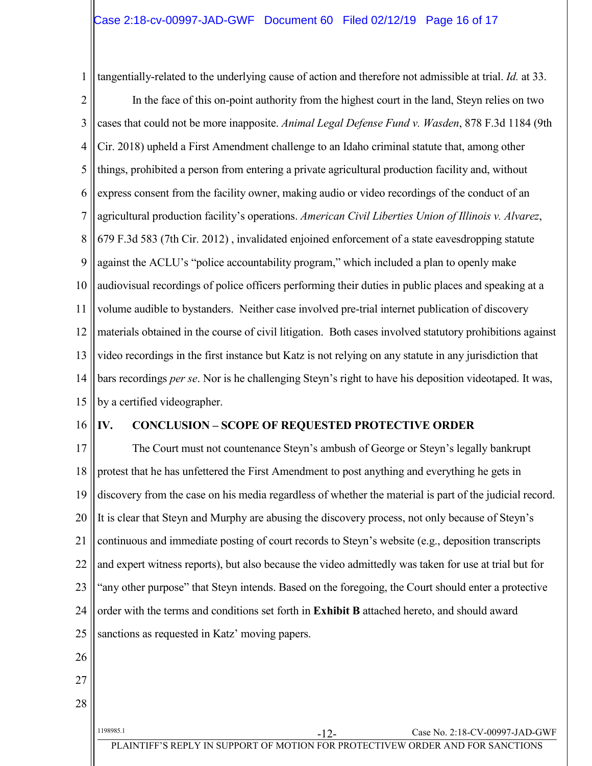tangentially-related to the underlying cause of action and therefore not admissible at trial. *Id.* at 33.

In the face of this on-point authority from the highest court in the land, Steyn relies on two cases that could not be more inapposite. *Animal Legal Defense Fund v. Wasden*, 878 F.3d 1184 (9th Cir. 2018) upheld a First Amendment challenge to an Idaho criminal statute that, among other things, prohibited a person from entering a private agricultural production facility and, without express consent from the facility owner, making audio or video recordings of the conduct of an agricultural production facility's operations. *American Civil Liberties Union of Illinois v. Alvarez*, 679 F.3d 583 (7th Cir. 2012) , invalidated enjoined enforcement of a state eavesdropping statute against the ACLU's "police accountability program," which included a plan to openly make audiovisual recordings of police officers performing their duties in public places and speaking at a volume audible to bystanders. Neither case involved pre-trial internet publication of discovery materials obtained in the course of civil litigation. Both cases involved statutory prohibitions against video recordings in the first instance but Katz is not relying on any statute in any jurisdiction that bars recordings *per se*. Nor is he challenging Steyn's right to have his deposition videotaped. It was, by a certified videographer.

## IV. CONCLUSION – SCOPE OF REQUESTED PROTECTIVE ORDER

The Court must not countenance Steyn's ambush of George or Steyn's legally bankrupt protest that he has unfettered the First Amendment to post anything and everything he gets in discovery from the case on his media regardless of whether the material is part of the judicial record. It is clear that Steyn and Murphy are abusing the discovery process, not only because of Steyn's continuous and immediate posting of court records to Steyn's website (e.g., deposition transcripts and expert witness reports), but also because the video admittedly was taken for use at trial but for "any other purpose" that Steyn intends. Based on the foregoing, the Court should enter a protective order with the terms and conditions set forth in **Exhibit B** attached hereto, and should award sanctions as requested in Katz' moving papers.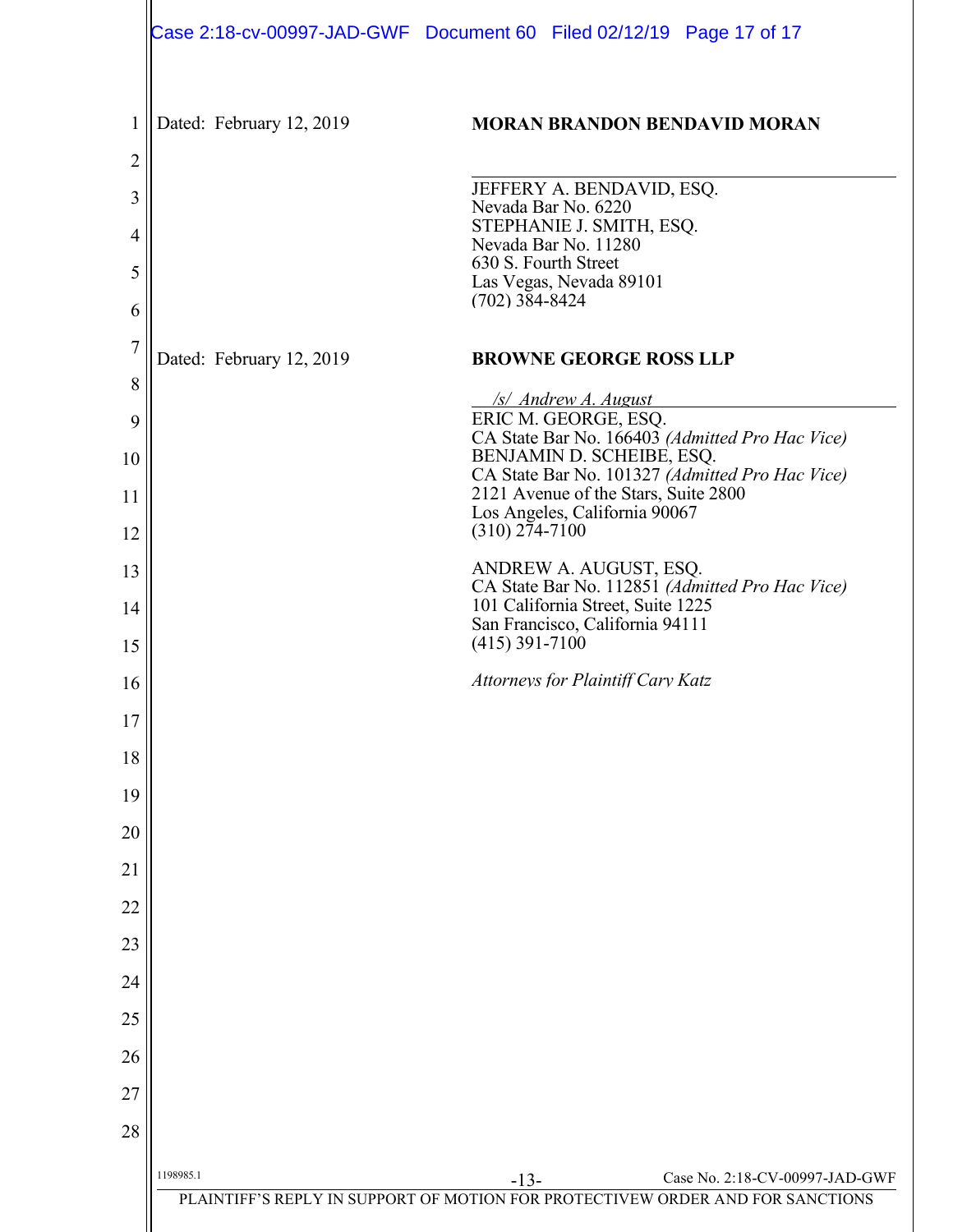Dated: February 12, 2019

**MORAN BRANDON BENDAVID MORAN**

JEFFERY A. BENDAVID, ESQ.
Nevada Bar No. 6220
STEPHANIE J. SMITH, ESQ.
Nevada Bar No. 11280
630 S. Fourth Street
Las Vegas, Nevada 89101
(702) 384-8424

Dated: February 12, 2019

**BROWNE GEORGE ROSS LLP**

*/s/ Andrew A. August*
ERIC M. GEORGE, ESQ.
CA State Bar No. 166403 *(Admitted Pro Hac Vice)*
BENJAMIN D. SCHEIBE, ESQ.
CA State Bar No. 101327 *(Admitted Pro Hac Vice)*
2121 Avenue of the Stars, Suite 2800
Los Angeles, California 90067
(310) 274-7100

ANDREW A. AUGUST, ESQ.
CA State Bar No. 112851 *(Admitted Pro Hac Vice)*
101 California Street, Suite 1225
San Francisco, California 94111
(415) 391-7100

*Attorneys for Plaintiff Cary Katz*

1198985.1

PLAINTIFF'S REPLY IN SUPPORT OF MOTION FOR PROTECTIVEW ORDER AND FOR SANCTIONS